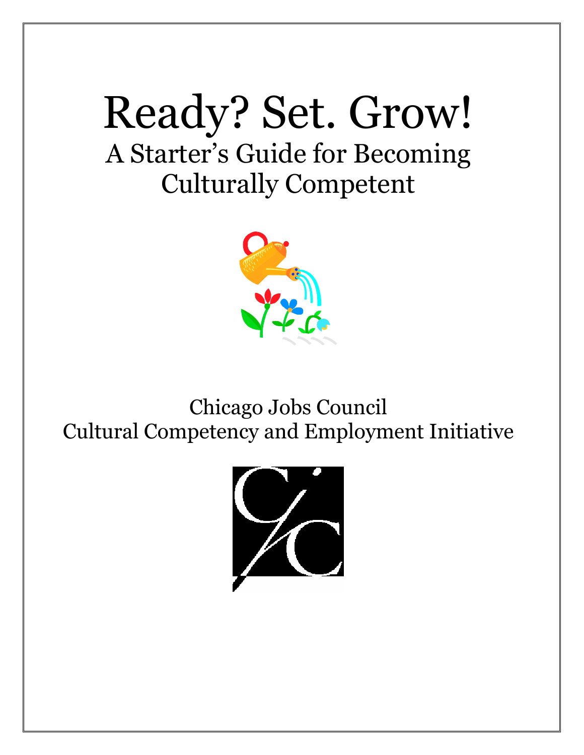# Ready? Set. Grow!

## A Starter's Guide for Becoming Culturally Competent

Chicago Jobs Council
Cultural Competency and Employment Initiative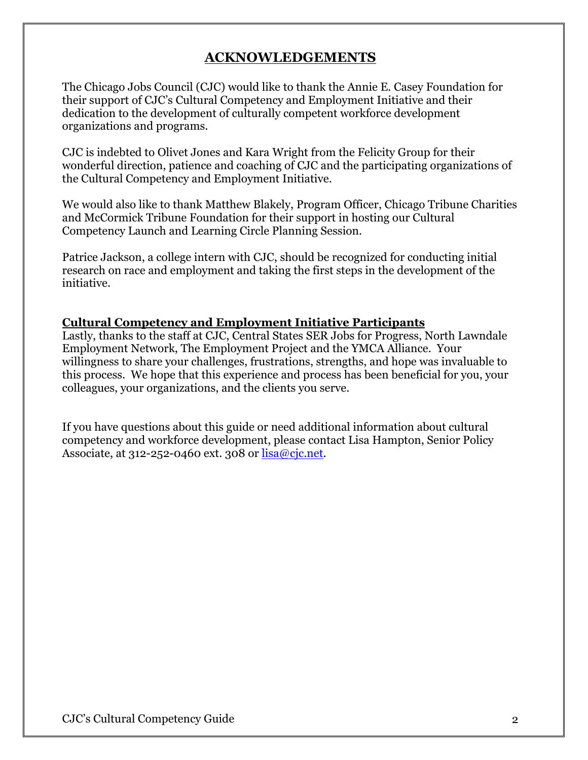# ACKNOWLEDGEMENTS

The Chicago Jobs Council (CJC) would like to thank the Annie E. Casey Foundation for their support of CJC's Cultural Competency and Employment Initiative and their dedication to the development of culturally competent workforce development organizations and programs.

CJC is indebted to Olivet Jones and Kara Wright from the Felicity Group for their wonderful direction, patience and coaching of CJC and the participating organizations of the Cultural Competency and Employment Initiative.

We would also like to thank Matthew Blakely, Program Officer, Chicago Tribune Charities and McCormick Tribune Foundation for their support in hosting our Cultural Competency Launch and Learning Circle Planning Session.

Patrice Jackson, a college intern with CJC, should be recognized for conducting initial research on race and employment and taking the first steps in the development of the initiative.

## Cultural Competency and Employment Initiative Participants

Lastly, thanks to the staff at CJC, Central States SER Jobs for Progress, North Lawndale Employment Network, The Employment Project and the YMCA Alliance. Your willingness to share your challenges, frustrations, strengths, and hope was invaluable to this process. We hope that this experience and process has been beneficial for you, your colleagues, your organizations, and the clients you serve.

If you have questions about this guide or need additional information about cultural competency and workforce development, please contact Lisa Hampton, Senior Policy Associate, at 312-252-0460 ext. 308 or lisa@cjc.net.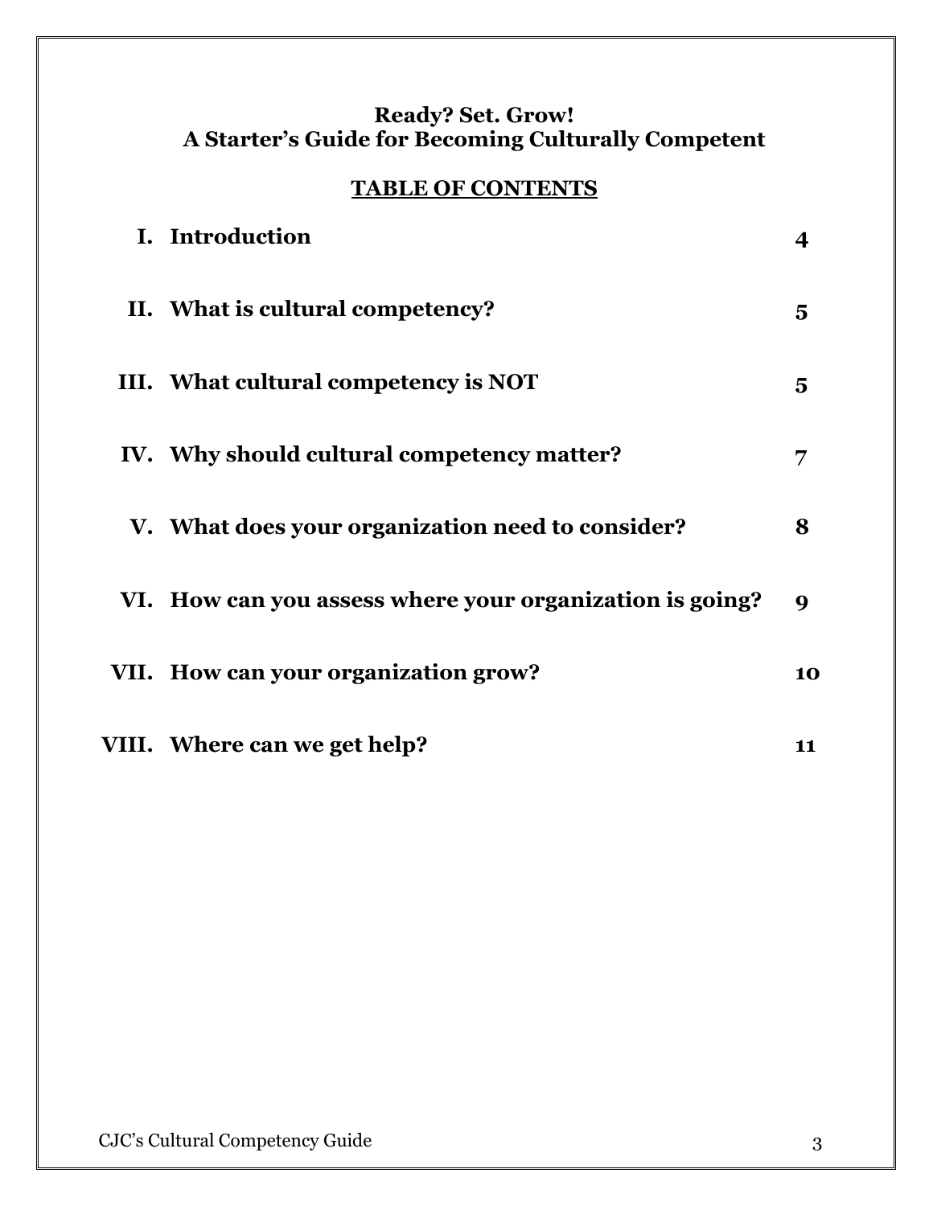# Ready? Set. Grow!
# A Starter's Guide for Becoming Culturally Competent

## TABLE OF CONTENTS

| | | |
|---|---|---|
| I. | Introduction | 4 |
| II. | What is cultural competency? | 5 |
| III. | What cultural competency is NOT | 5 |
| IV. | Why should cultural competency matter? | 7 |
| V. | What does your organization need to consider? | 8 |
| VI. | How can you assess where your organization is going? | 9 |
| VII. | How can your organization grow? | 10 |
| VIII. | Where can we get help? | 11 |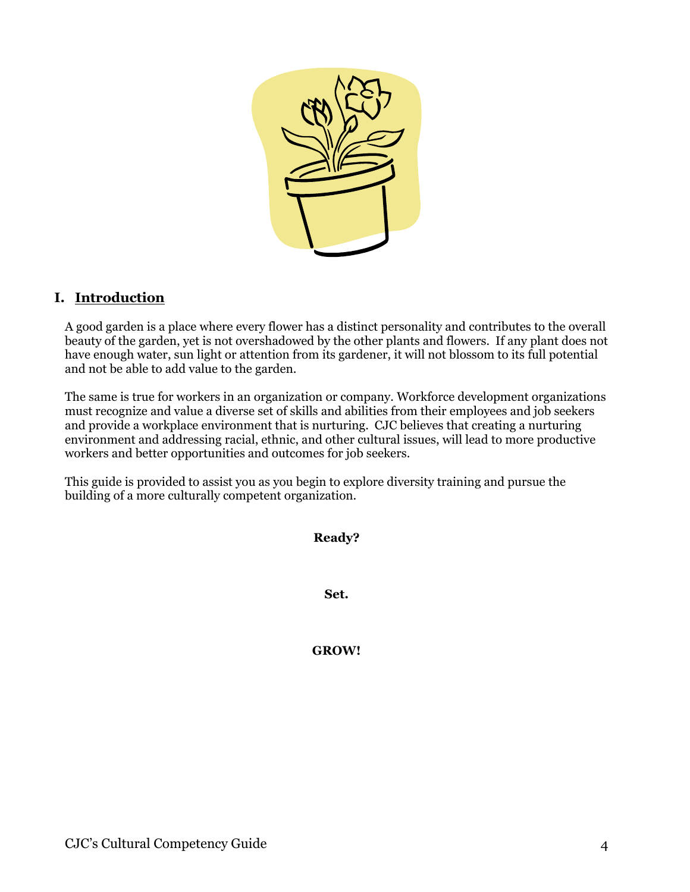## I. Introduction

A good garden is a place where every flower has a distinct personality and contributes to the overall beauty of the garden, yet is not overshadowed by the other plants and flowers. If any plant does not have enough water, sun light or attention from its gardener, it will not blossom to its full potential and not be able to add value to the garden.

The same is true for workers in an organization or company. Workforce development organizations must recognize and value a diverse set of skills and abilities from their employees and job seekers and provide a workplace environment that is nurturing. CJC believes that creating a nurturing environment and addressing racial, ethnic, and other cultural issues, will lead to more productive workers and better opportunities and outcomes for job seekers.

This guide is provided to assist you as you begin to explore diversity training and pursue the building of a more culturally competent organization.

**Ready?**

**Set.**

**GROW!**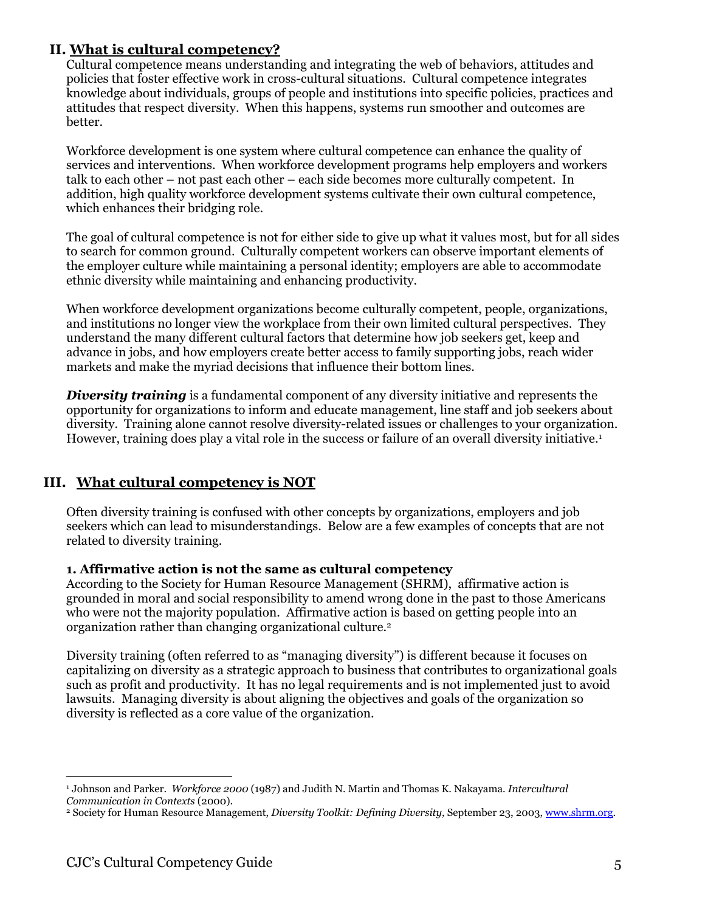## II. What is cultural competency?

Cultural competence means understanding and integrating the web of behaviors, attitudes and policies that foster effective work in cross-cultural situations. Cultural competence integrates knowledge about individuals, groups of people and institutions into specific policies, practices and attitudes that respect diversity. When this happens, systems run smoother and outcomes are better.

Workforce development is one system where cultural competence can enhance the quality of services and interventions. When workforce development programs help employers and workers talk to each other – not past each other – each side becomes more culturally competent. In addition, high quality workforce development systems cultivate their own cultural competence, which enhances their bridging role.

The goal of cultural competence is not for either side to give up what it values most, but for all sides to search for common ground. Culturally competent workers can observe important elements of the employer culture while maintaining a personal identity; employers are able to accommodate ethnic diversity while maintaining and enhancing productivity.

When workforce development organizations become culturally competent, people, organizations, and institutions no longer view the workplace from their own limited cultural perspectives. They understand the many different cultural factors that determine how job seekers get, keep and advance in jobs, and how employers create better access to family supporting jobs, reach wider markets and make the myriad decisions that influence their bottom lines.

***Diversity training*** is a fundamental component of any diversity initiative and represents the opportunity for organizations to inform and educate management, line staff and job seekers about diversity. Training alone cannot resolve diversity-related issues or challenges to your organization. However, training does play a vital role in the success or failure of an overall diversity initiative.[1]

## III. What cultural competency is NOT

Often diversity training is confused with other concepts by organizations, employers and job seekers which can lead to misunderstandings. Below are a few examples of concepts that are not related to diversity training.

**1. Affirmative action is not the same as cultural competency**

According to the Society for Human Resource Management (SHRM), affirmative action is grounded in moral and social responsibility to amend wrong done in the past to those Americans who were not the majority population. Affirmative action is based on getting people into an organization rather than changing organizational culture.[2]

Diversity training (often referred to as "managing diversity") is different because it focuses on capitalizing on diversity as a strategic approach to business that contributes to organizational goals such as profit and productivity. It has no legal requirements and is not implemented just to avoid lawsuits. Managing diversity is about aligning the objectives and goals of the organization so diversity is reflected as a core value of the organization.

---

[1] Johnson and Parker. *Workforce 2000* (1987) and Judith N. Martin and Thomas K. Nakayama. *Intercultural Communication in Contexts* (2000).

[2] Society for Human Resource Management, *Diversity Toolkit: Defining Diversity*, September 23, 2003, www.shrm.org.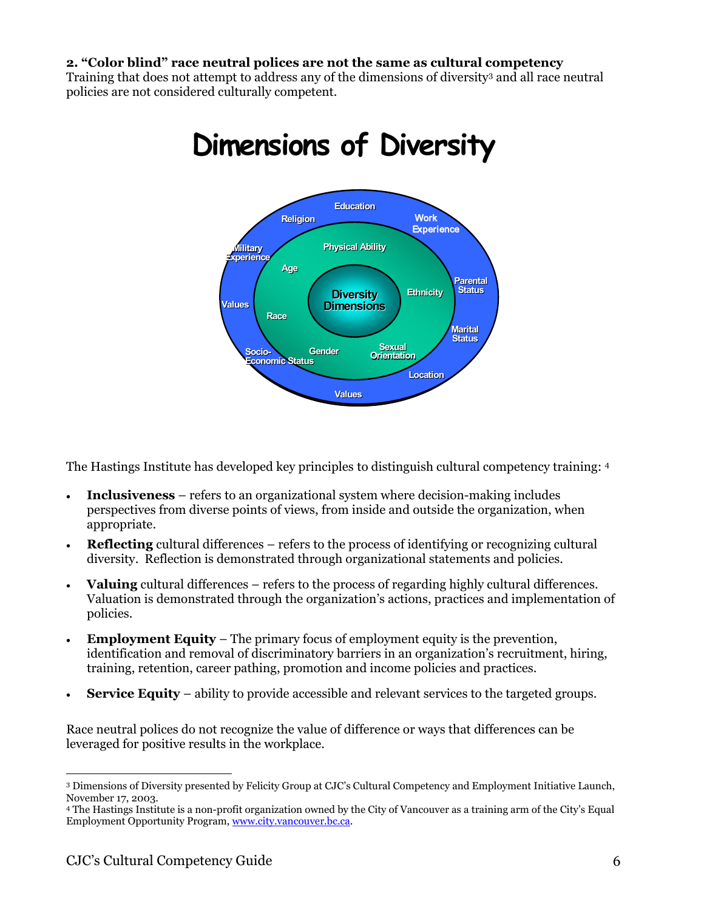**2. "Color blind" race neutral polices are not the same as cultural competency**
Training that does not attempt to address any of the dimensions of diversity[3] and all race neutral policies are not considered culturally competent.

## Dimensions of Diversity

Education
Religion
Work Experience
Military Experience
Physical Ability
Age
Diversity Dimensions
Ethnicity
Parental Status
Values
Race
Marital Status
Socio-Economic Status
Gender
Sexual Orientation
Location
Values

The Hastings Institute has developed key principles to distinguish cultural competency training: [4]

- **Inclusiveness** – refers to an organizational system where decision-making includes perspectives from diverse points of views, from inside and outside the organization, when appropriate.
- **Reflecting** cultural differences – refers to the process of identifying or recognizing cultural diversity. Reflection is demonstrated through organizational statements and policies.
- **Valuing** cultural differences – refers to the process of regarding highly cultural differences. Valuation is demonstrated through the organization's actions, practices and implementation of policies.
- **Employment Equity** – The primary focus of employment equity is the prevention, identification and removal of discriminatory barriers in an organization's recruitment, hiring, training, retention, career pathing, promotion and income policies and practices.
- **Service Equity** – ability to provide accessible and relevant services to the targeted groups.

Race neutral polices do not recognize the value of difference or ways that differences can be leveraged for positive results in the workplace.

---

[3] Dimensions of Diversity presented by Felicity Group at CJC's Cultural Competency and Employment Initiative Launch, November 17, 2003.
[4] The Hastings Institute is a non-profit organization owned by the City of Vancouver as a training arm of the City's Equal Employment Opportunity Program, www.city.vancouver.bc.ca.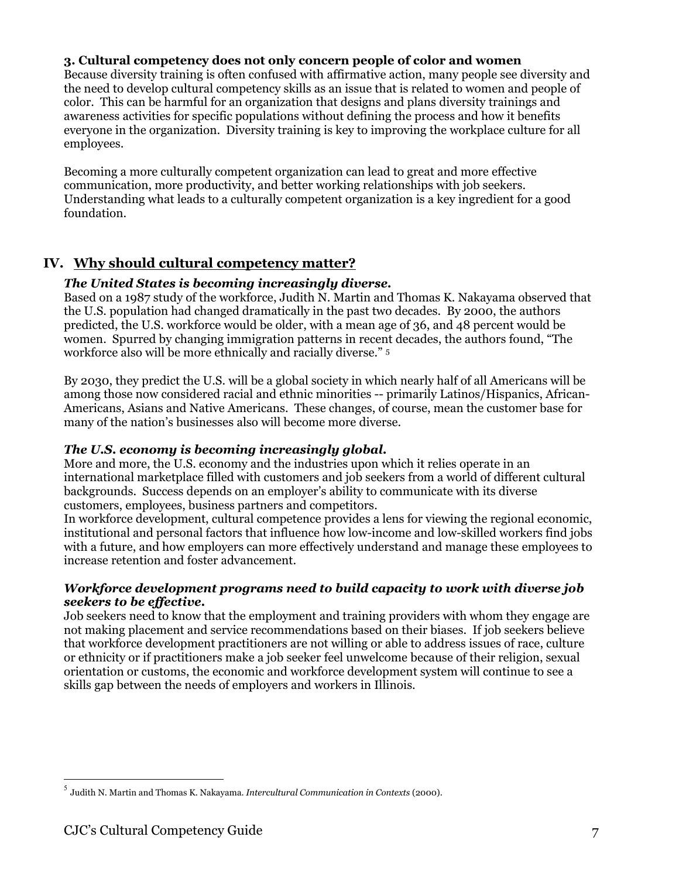**3. Cultural competency does not only concern people of color and women**

Because diversity training is often confused with affirmative action, many people see diversity and the need to develop cultural competency skills as an issue that is related to women and people of color. This can be harmful for an organization that designs and plans diversity trainings and awareness activities for specific populations without defining the process and how it benefits everyone in the organization. Diversity training is key to improving the workplace culture for all employees.

Becoming a more culturally competent organization can lead to great and more effective communication, more productivity, and better working relationships with job seekers. Understanding what leads to a culturally competent organization is a key ingredient for a good foundation.

## IV. Why should cultural competency matter?

***The United States is becoming increasingly diverse.***

Based on a 1987 study of the workforce, Judith N. Martin and Thomas K. Nakayama observed that the U.S. population had changed dramatically in the past two decades. By 2000, the authors predicted, the U.S. workforce would be older, with a mean age of 36, and 48 percent would be women. Spurred by changing immigration patterns in recent decades, the authors found, "The workforce also will be more ethnically and racially diverse." [5]

By 2030, they predict the U.S. will be a global society in which nearly half of all Americans will be among those now considered racial and ethnic minorities -- primarily Latinos/Hispanics, African-Americans, Asians and Native Americans. These changes, of course, mean the customer base for many of the nation's businesses also will become more diverse.

***The U.S. economy is becoming increasingly global.***

More and more, the U.S. economy and the industries upon which it relies operate in an international marketplace filled with customers and job seekers from a world of different cultural backgrounds. Success depends on an employer's ability to communicate with its diverse customers, employees, business partners and competitors.

In workforce development, cultural competence provides a lens for viewing the regional economic, institutional and personal factors that influence how low-income and low-skilled workers find jobs with a future, and how employers can more effectively understand and manage these employees to increase retention and foster advancement.

***Workforce development programs need to build capacity to work with diverse job seekers to be effective.***

Job seekers need to know that the employment and training providers with whom they engage are not making placement and service recommendations based on their biases. If job seekers believe that workforce development practitioners are not willing or able to address issues of race, culture or ethnicity or if practitioners make a job seeker feel unwelcome because of their religion, sexual orientation or customs, the economic and workforce development system will continue to see a skills gap between the needs of employers and workers in Illinois.

---

[5] Judith N. Martin and Thomas K. Nakayama. *Intercultural Communication in Contexts* (2000).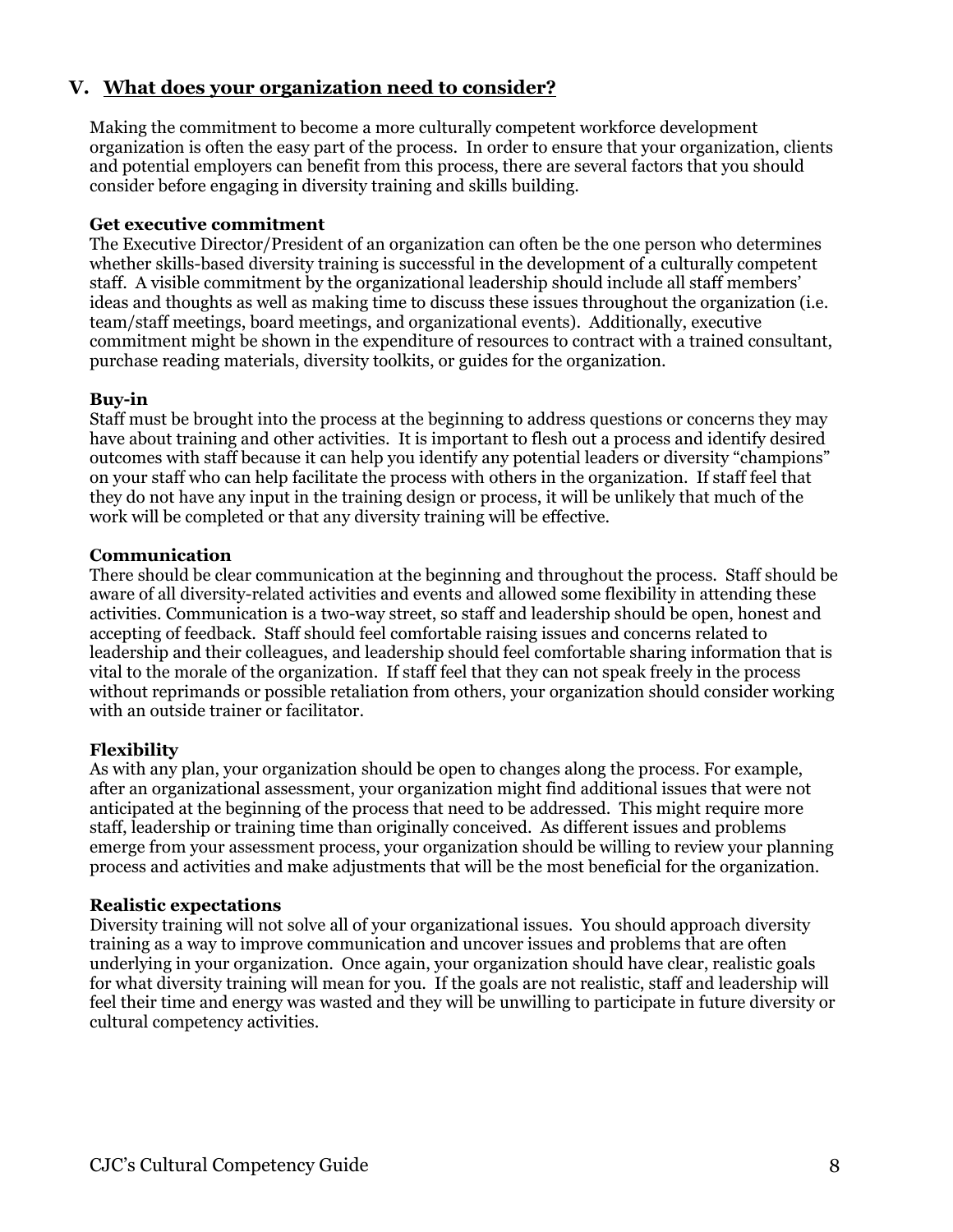## V. What does your organization need to consider?

Making the commitment to become a more culturally competent workforce development organization is often the easy part of the process. In order to ensure that your organization, clients and potential employers can benefit from this process, there are several factors that you should consider before engaging in diversity training and skills building.

**Get executive commitment**

The Executive Director/President of an organization can often be the one person who determines whether skills-based diversity training is successful in the development of a culturally competent staff. A visible commitment by the organizational leadership should include all staff members' ideas and thoughts as well as making time to discuss these issues throughout the organization (i.e. team/staff meetings, board meetings, and organizational events). Additionally, executive commitment might be shown in the expenditure of resources to contract with a trained consultant, purchase reading materials, diversity toolkits, or guides for the organization.

**Buy-in**

Staff must be brought into the process at the beginning to address questions or concerns they may have about training and other activities. It is important to flesh out a process and identify desired outcomes with staff because it can help you identify any potential leaders or diversity "champions" on your staff who can help facilitate the process with others in the organization. If staff feel that they do not have any input in the training design or process, it will be unlikely that much of the work will be completed or that any diversity training will be effective.

**Communication**

There should be clear communication at the beginning and throughout the process. Staff should be aware of all diversity-related activities and events and allowed some flexibility in attending these activities. Communication is a two-way street, so staff and leadership should be open, honest and accepting of feedback. Staff should feel comfortable raising issues and concerns related to leadership and their colleagues, and leadership should feel comfortable sharing information that is vital to the morale of the organization. If staff feel that they can not speak freely in the process without reprimands or possible retaliation from others, your organization should consider working with an outside trainer or facilitator.

**Flexibility**

As with any plan, your organization should be open to changes along the process. For example, after an organizational assessment, your organization might find additional issues that were not anticipated at the beginning of the process that need to be addressed. This might require more staff, leadership or training time than originally conceived. As different issues and problems emerge from your assessment process, your organization should be willing to review your planning process and activities and make adjustments that will be the most beneficial for the organization.

**Realistic expectations**

Diversity training will not solve all of your organizational issues. You should approach diversity training as a way to improve communication and uncover issues and problems that are often underlying in your organization. Once again, your organization should have clear, realistic goals for what diversity training will mean for you. If the goals are not realistic, staff and leadership will feel their time and energy was wasted and they will be unwilling to participate in future diversity or cultural competency activities.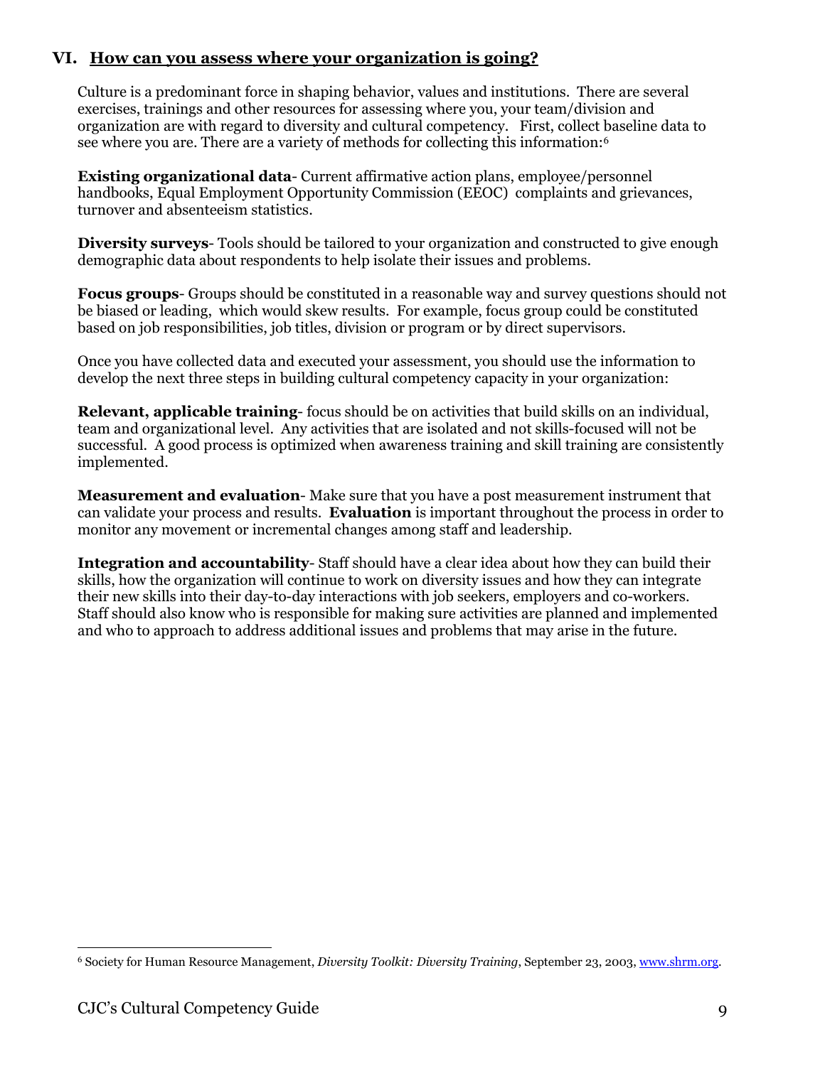## VI. How can you assess where your organization is going?

Culture is a predominant force in shaping behavior, values and institutions. There are several exercises, trainings and other resources for assessing where you, your team/division and organization are with regard to diversity and cultural competency. First, collect baseline data to see where you are. There are a variety of methods for collecting this information:[6]

**Existing organizational data**- Current affirmative action plans, employee/personnel handbooks, Equal Employment Opportunity Commission (EEOC) complaints and grievances, turnover and absenteeism statistics.

**Diversity surveys**- Tools should be tailored to your organization and constructed to give enough demographic data about respondents to help isolate their issues and problems.

**Focus groups**- Groups should be constituted in a reasonable way and survey questions should not be biased or leading, which would skew results. For example, focus group could be constituted based on job responsibilities, job titles, division or program or by direct supervisors.

Once you have collected data and executed your assessment, you should use the information to develop the next three steps in building cultural competency capacity in your organization:

**Relevant, applicable training**- focus should be on activities that build skills on an individual, team and organizational level. Any activities that are isolated and not skills-focused will not be successful. A good process is optimized when awareness training and skill training are consistently implemented.

**Measurement and evaluation**- Make sure that you have a post measurement instrument that can validate your process and results. **Evaluation** is important throughout the process in order to monitor any movement or incremental changes among staff and leadership.

**Integration and accountability**- Staff should have a clear idea about how they can build their skills, how the organization will continue to work on diversity issues and how they can integrate their new skills into their day-to-day interactions with job seekers, employers and co-workers. Staff should also know who is responsible for making sure activities are planned and implemented and who to approach to address additional issues and problems that may arise in the future.

---

[6] Society for Human Resource Management, *Diversity Toolkit: Diversity Training*, September 23, 2003, www.shrm.org.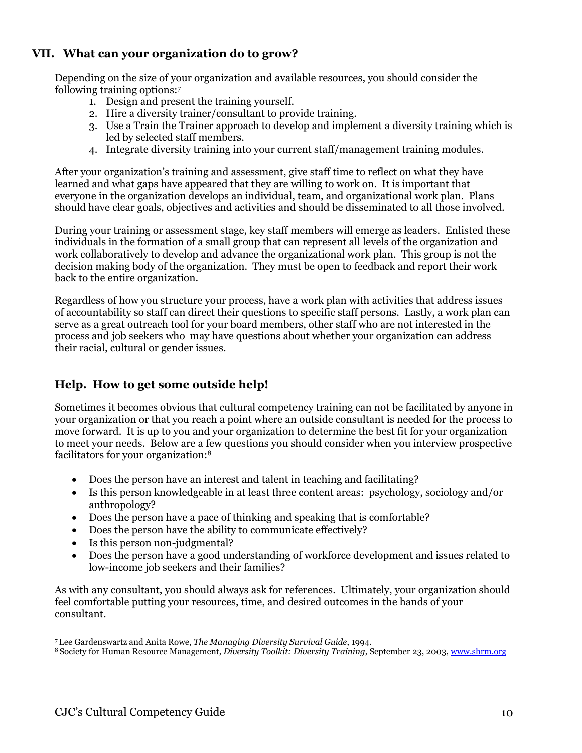## VII. What can your organization do to grow?

Depending on the size of your organization and available resources, you should consider the following training options:[7]

1. Design and present the training yourself.
2. Hire a diversity trainer/consultant to provide training.
3. Use a Train the Trainer approach to develop and implement a diversity training which is led by selected staff members.
4. Integrate diversity training into your current staff/management training modules.

After your organization's training and assessment, give staff time to reflect on what they have learned and what gaps have appeared that they are willing to work on. It is important that everyone in the organization develops an individual, team, and organizational work plan. Plans should have clear goals, objectives and activities and should be disseminated to all those involved.

During your training or assessment stage, key staff members will emerge as leaders. Enlisted these individuals in the formation of a small group that can represent all levels of the organization and work collaboratively to develop and advance the organizational work plan. This group is not the decision making body of the organization. They must be open to feedback and report their work back to the entire organization.

Regardless of how you structure your process, have a work plan with activities that address issues of accountability so staff can direct their questions to specific staff persons. Lastly, a work plan can serve as a great outreach tool for your board members, other staff who are not interested in the process and job seekers who may have questions about whether your organization can address their racial, cultural or gender issues.

### Help. How to get some outside help!

Sometimes it becomes obvious that cultural competency training can not be facilitated by anyone in your organization or that you reach a point where an outside consultant is needed for the process to move forward. It is up to you and your organization to determine the best fit for your organization to meet your needs. Below are a few questions you should consider when you interview prospective facilitators for your organization:[8]

- Does the person have an interest and talent in teaching and facilitating?
- Is this person knowledgeable in at least three content areas: psychology, sociology and/or anthropology?
- Does the person have a pace of thinking and speaking that is comfortable?
- Does the person have the ability to communicate effectively?
- Is this person non-judgmental?
- Does the person have a good understanding of workforce development and issues related to low-income job seekers and their families?

As with any consultant, you should always ask for references. Ultimately, your organization should feel comfortable putting your resources, time, and desired outcomes in the hands of your consultant.

---

[7] Lee Gardenswartz and Anita Rowe, *The Managing Diversity Survival Guide*, 1994.

[8] Society for Human Resource Management, *Diversity Toolkit: Diversity Training*, September 23, 2003, www.shrm.org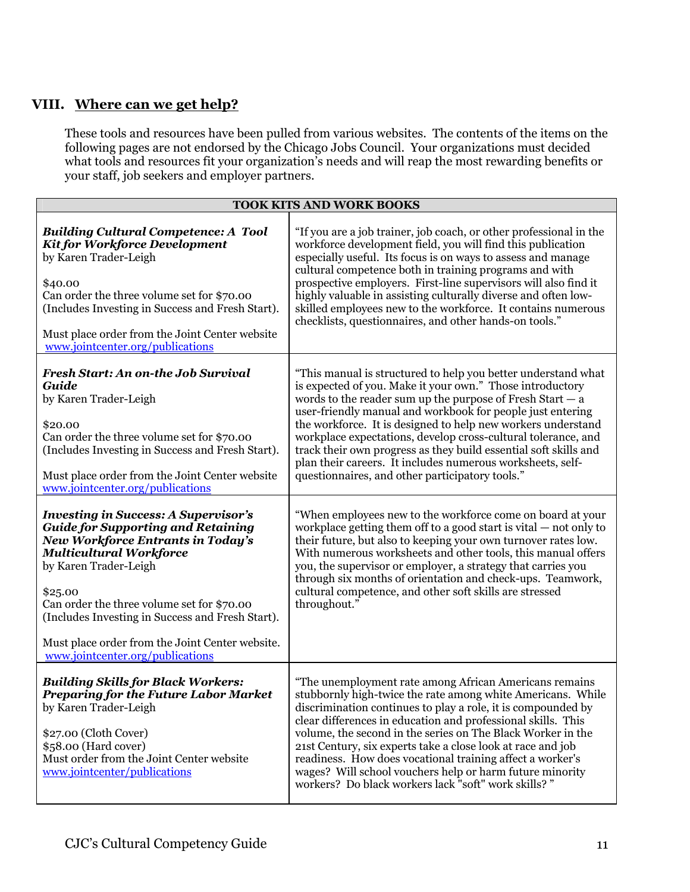## VIII. Where can we get help?

These tools and resources have been pulled from various websites. The contents of the items on the following pages are not endorsed by the Chicago Jobs Council. Your organizations must decided what tools and resources fit your organization's needs and will reap the most rewarding benefits or your staff, job seekers and employer partners.

| TOOK KITS AND WORK BOOKS | |
|---|---|
| ***Building Cultural Competence: A Tool Kit for Workforce Development*** by Karen Trader-Leigh<br><br>$40.00<br>Can order the three volume set for $70.00 (Includes Investing in Success and Fresh Start).<br><br>Must place order from the Joint Center website www.jointcenter.org/publications | "If you are a job trainer, job coach, or other professional in the workforce development field, you will find this publication especially useful. Its focus is on ways to assess and manage cultural competence both in training programs and with prospective employers. First-line supervisors will also find it highly valuable in assisting culturally diverse and often low-skilled employees new to the workforce. It contains numerous checklists, questionnaires, and other hands-on tools." |
| ***Fresh Start: An on-the Job Survival Guide*** by Karen Trader-Leigh<br><br>$20.00<br>Can order the three volume set for $70.00 (Includes Investing in Success and Fresh Start).<br><br>Must place order from the Joint Center website www.jointcenter.org/publications | "This manual is structured to help you better understand what is expected of you. Make it your own." Those introductory words to the reader sum up the purpose of Fresh Start — a user-friendly manual and workbook for people just entering the workforce. It is designed to help new workers understand workplace expectations, develop cross-cultural tolerance, and track their own progress as they build essential soft skills and plan their careers. It includes numerous worksheets, self-questionnaires, and other participatory tools." |
| ***Investing in Success: A Supervisor's Guide for Supporting and Retaining New Workforce Entrants in Today's Multicultural Workforce*** by Karen Trader-Leigh<br><br>$25.00<br>Can order the three volume set for $70.00 (Includes Investing in Success and Fresh Start).<br><br>Must place order from the Joint Center website. www.jointcenter.org/publications | "When employees new to the workforce come on board at your workplace getting them off to a good start is vital — not only to their future, but also to keeping your own turnover rates low. With numerous worksheets and other tools, this manual offers you, the supervisor or employer, a strategy that carries you through six months of orientation and check-ups. Teamwork, cultural competence, and other soft skills are stressed throughout." |
| ***Building Skills for Black Workers: Preparing for the Future Labor Market*** by Karen Trader-Leigh<br><br>$27.00 (Cloth Cover)<br>$58.00 (Hard cover)<br>Must order from the Joint Center website www.jointcenter/publications | "The unemployment rate among African Americans remains stubbornly high-twice the rate among white Americans. While discrimination continues to play a role, it is compounded by clear differences in education and professional skills. This volume, the second in the series on The Black Worker in the 21st Century, six experts take a close look at race and job readiness. How does vocational training affect a worker's wages? Will school vouchers help or harm future minority workers? Do black workers lack "soft" work skills? " |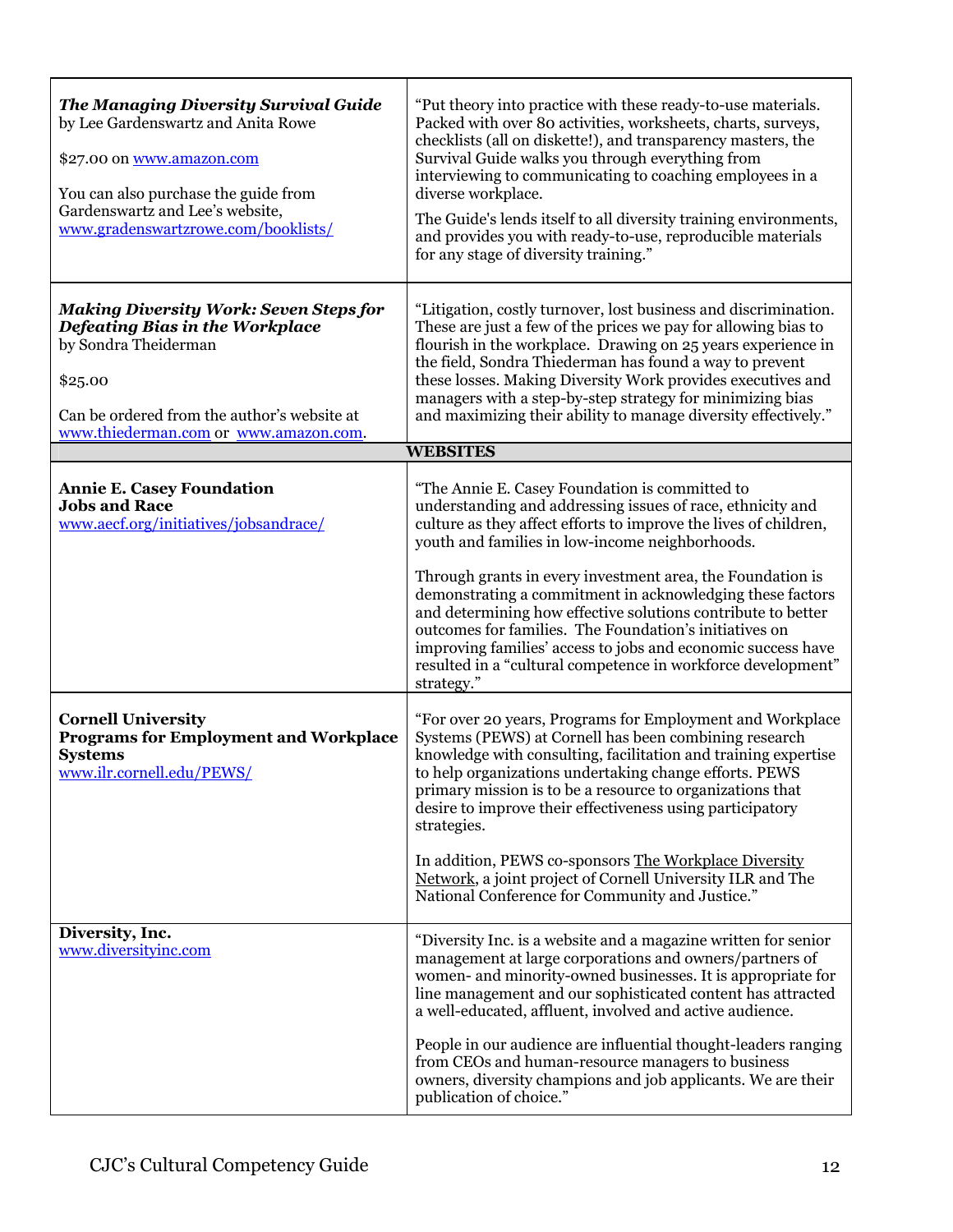| | |
|---|---|
| ***The Managing Diversity Survival Guide*** by Lee Gardenswartz and Anita Rowe<br><br>$27.00 on www.amazon.com<br><br>You can also purchase the guide from Gardenswartz and Lee's website, www.gradenswartzrowe.com/booklists/ | "Put theory into practice with these ready-to-use materials. Packed with over 80 activities, worksheets, charts, surveys, checklists (all on diskette!), and transparency masters, the Survival Guide walks you through everything from interviewing to communicating to coaching employees in a diverse workplace.<br><br>The Guide's lends itself to all diversity training environments, and provides you with ready-to-use, reproducible materials for any stage of diversity training." |
| ***Making Diversity Work: Seven Steps for Defeating Bias in the Workplace*** by Sondra Theiderman<br><br>$25.00<br><br>Can be ordered from the author's website at www.thiederman.com or www.amazon.com. | "Litigation, costly turnover, lost business and discrimination. These are just a few of the prices we pay for allowing bias to flourish in the workplace. Drawing on 25 years experience in the field, Sondra Thiederman has found a way to prevent these losses. Making Diversity Work provides executives and managers with a step-by-step strategy for minimizing bias and maximizing their ability to manage diversity effectively." |
| **WEBSITES** | |
| **Annie E. Casey Foundation**<br>**Jobs and Race**<br>www.aecf.org/initiatives/jobsandrace/ | "The Annie E. Casey Foundation is committed to understanding and addressing issues of race, ethnicity and culture as they affect efforts to improve the lives of children, youth and families in low-income neighborhoods.<br><br>Through grants in every investment area, the Foundation is demonstrating a commitment in acknowledging these factors and determining how effective solutions contribute to better outcomes for families. The Foundation's initiatives on improving families' access to jobs and economic success have resulted in a "cultural competence in workforce development" strategy." |
| **Cornell University**<br>**Programs for Employment and Workplace Systems**<br>www.ilr.cornell.edu/PEWS/ | "For over 20 years, Programs for Employment and Workplace Systems (PEWS) at Cornell has been combining research knowledge with consulting, facilitation and training expertise to help organizations undertaking change efforts. PEWS primary mission is to be a resource to organizations that desire to improve their effectiveness using participatory strategies.<br><br>In addition, PEWS co-sponsors The Workplace Diversity Network, a joint project of Cornell University ILR and The National Conference for Community and Justice." |
| **Diversity, Inc.**<br>www.diversityinc.com | "Diversity Inc. is a website and a magazine written for senior management at large corporations and owners/partners of women- and minority-owned businesses. It is appropriate for line management and our sophisticated content has attracted a well-educated, affluent, involved and active audience.<br><br>People in our audience are influential thought-leaders ranging from CEOs and human-resource managers to business owners, diversity champions and job applicants. We are their publication of choice." |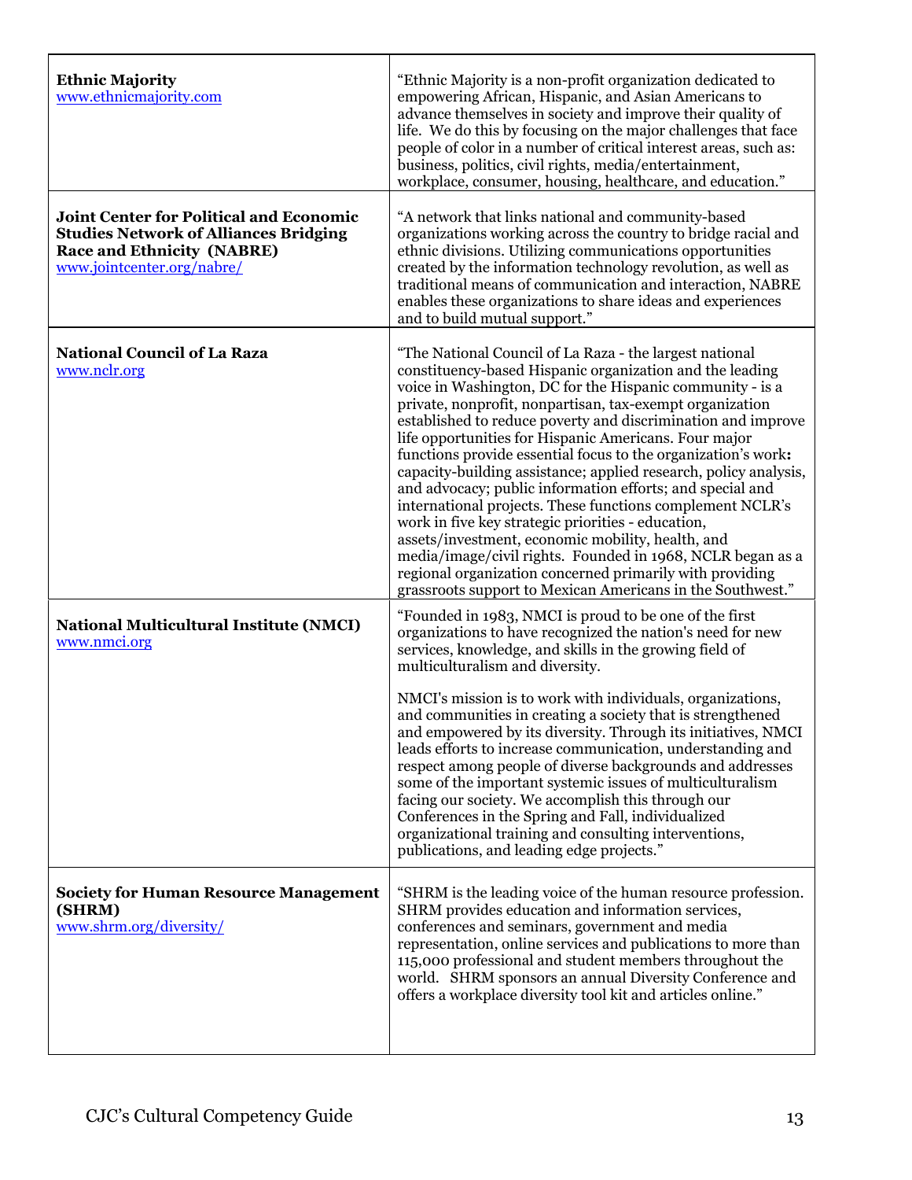| | |
|---|---|
| **Ethnic Majority**<br>www.ethnicmajority.com | "Ethnic Majority is a non-profit organization dedicated to empowering African, Hispanic, and Asian Americans to advance themselves in society and improve their quality of life. We do this by focusing on the major challenges that face people of color in a number of critical interest areas, such as: business, politics, civil rights, media/entertainment, workplace, consumer, housing, healthcare, and education." |
| **Joint Center for Political and Economic Studies Network of Alliances Bridging Race and Ethnicity (NABRE)**<br>www.jointcenter.org/nabre/ | "A network that links national and community-based organizations working across the country to bridge racial and ethnic divisions. Utilizing communications opportunities created by the information technology revolution, as well as traditional means of communication and interaction, NABRE enables these organizations to share ideas and experiences and to build mutual support." |
| **National Council of La Raza**<br>www.nclr.org | "The National Council of La Raza - the largest national constituency-based Hispanic organization and the leading voice in Washington, DC for the Hispanic community - is a private, nonprofit, nonpartisan, tax-exempt organization established to reduce poverty and discrimination and improve life opportunities for Hispanic Americans. Four major functions provide essential focus to the organization's work**:** capacity-building assistance; applied research, policy analysis, and advocacy; public information efforts; and special and international projects. These functions complement NCLR's work in five key strategic priorities - education, assets/investment, economic mobility, health, and media/image/civil rights. Founded in 1968, NCLR began as a regional organization concerned primarily with providing grassroots support to Mexican Americans in the Southwest." |
| **National Multicultural Institute (NMCI)**<br>www.nmci.org | "Founded in 1983, NMCI is proud to be one of the first organizations to have recognized the nation's need for new services, knowledge, and skills in the growing field of multiculturalism and diversity.<br><br>NMCI's mission is to work with individuals, organizations, and communities in creating a society that is strengthened and empowered by its diversity. Through its initiatives, NMCI leads efforts to increase communication, understanding and respect among people of diverse backgrounds and addresses some of the important systemic issues of multiculturalism facing our society. We accomplish this through our Conferences in the Spring and Fall, individualized organizational training and consulting interventions, publications, and leading edge projects." |
| **Society for Human Resource Management (SHRM)**<br>www.shrm.org/diversity/ | "SHRM is the leading voice of the human resource profession. SHRM provides education and information services, conferences and seminars, government and media representation, online services and publications to more than 115,000 professional and student members throughout the world. SHRM sponsors an annual Diversity Conference and offers a workplace diversity tool kit and articles online." |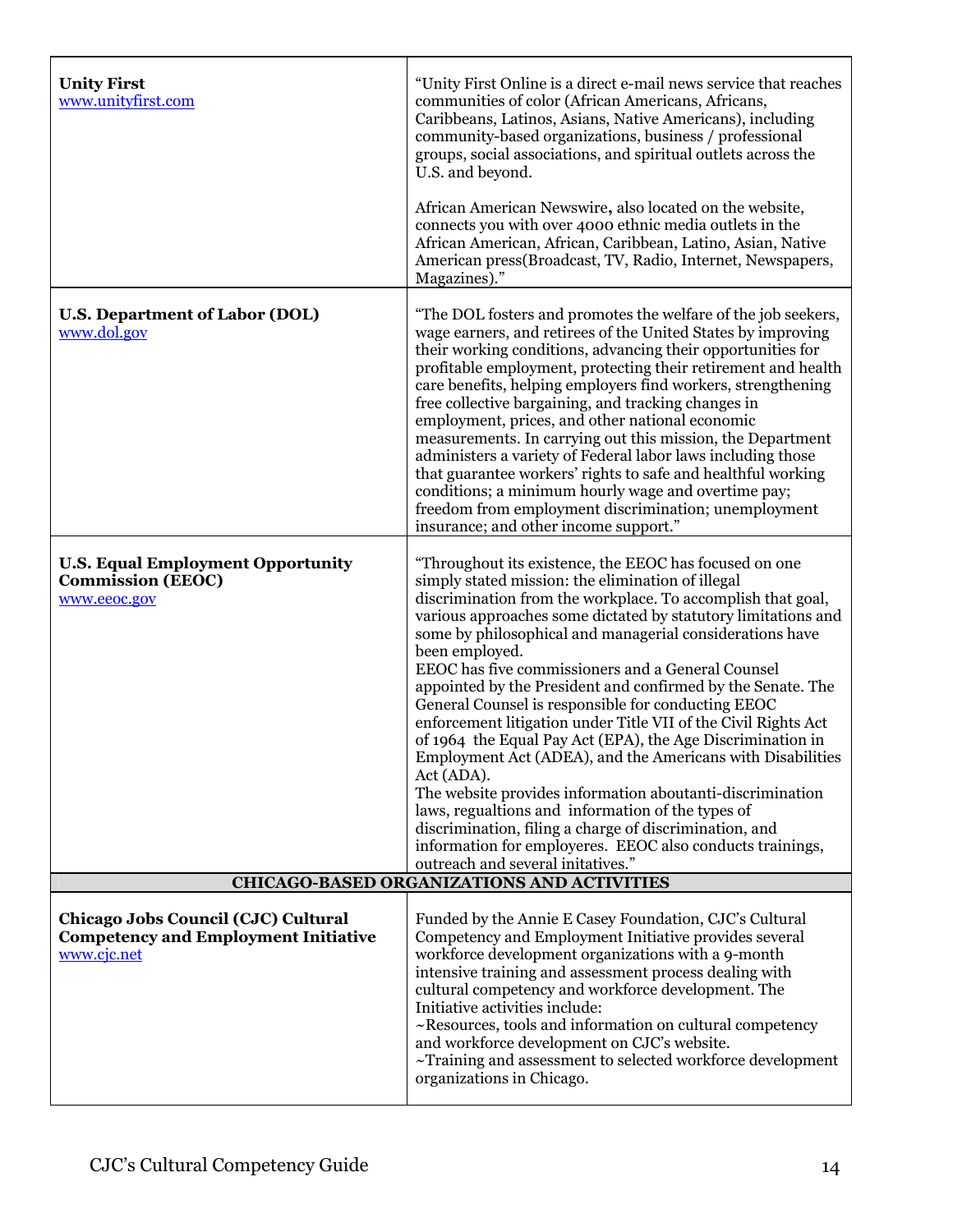| | |
|---|---|
| **Unity First**<br>www.unityfirst.com | "Unity First Online is a direct e-mail news service that reaches communities of color (African Americans, Africans, Caribbeans, Latinos, Asians, Native Americans), including community-based organizations, business / professional groups, social associations, and spiritual outlets across the U.S. and beyond.<br><br>African American Newswire**,** also located on the website, connects you with over 4000 ethnic media outlets in the African American, African, Caribbean, Latino, Asian, Native American press(Broadcast, TV, Radio, Internet, Newspapers, Magazines)." |
| **U.S. Department of Labor (DOL)**<br>www.dol.gov | "The DOL fosters and promotes the welfare of the job seekers, wage earners, and retirees of the United States by improving their working conditions, advancing their opportunities for profitable employment, protecting their retirement and health care benefits, helping employers find workers, strengthening free collective bargaining, and tracking changes in employment, prices, and other national economic measurements. In carrying out this mission, the Department administers a variety of Federal labor laws including those that guarantee workers' rights to safe and healthful working conditions; a minimum hourly wage and overtime pay; freedom from employment discrimination; unemployment insurance; and other income support." |
| **U.S. Equal Employment Opportunity Commission (EEOC)**<br>www.eeoc.gov | "Throughout its existence, the EEOC has focused on one simply stated mission: the elimination of illegal discrimination from the workplace. To accomplish that goal, various approaches some dictated by statutory limitations and some by philosophical and managerial considerations have been employed.<br>EEOC has five commissioners and a General Counsel appointed by the President and confirmed by the Senate. The General Counsel is responsible for conducting EEOC enforcement litigation under Title VII of the Civil Rights Act of 1964 the Equal Pay Act (EPA), the Age Discrimination in Employment Act (ADEA), and the Americans with Disabilities Act (ADA).<br>The website provides information aboutanti-discrimination laws, regualtions and information of the types of discrimination, filing a charge of discrimination, and information for employeres. EEOC also conducts trainings, outreach and several initatives." |
| **CHICAGO-BASED ORGANIZATIONS AND ACTIVITIES** | |
| **Chicago Jobs Council (CJC) Cultural Competency and Employment Initiative**<br>www.cjc.net | Funded by the Annie E Casey Foundation, CJC's Cultural Competency and Employment Initiative provides several workforce development organizations with a 9-month intensive training and assessment process dealing with cultural competency and workforce development. The Initiative activities include:<br>~Resources, tools and information on cultural competency and workforce development on CJC's website.<br>~Training and assessment to selected workforce development organizations in Chicago. |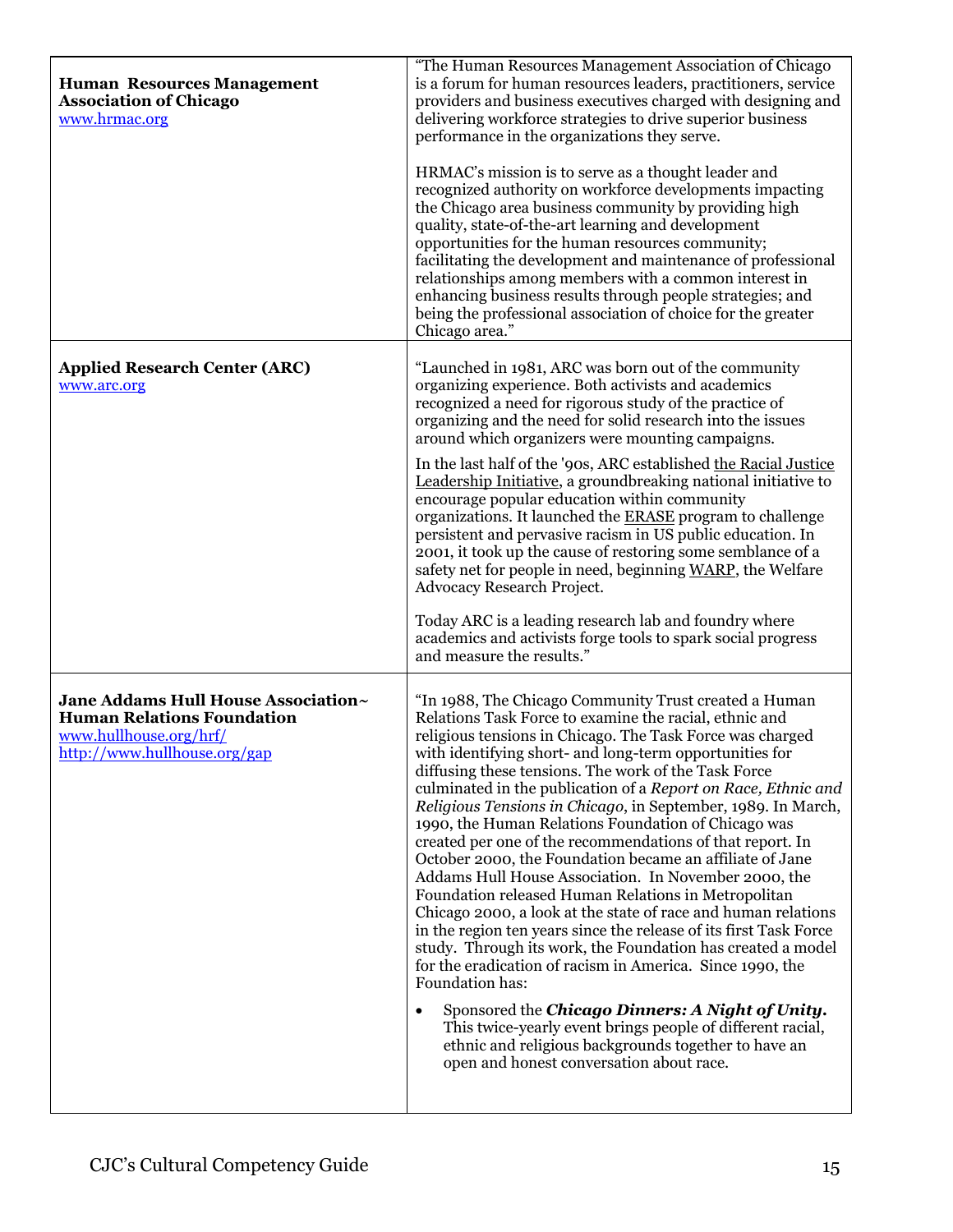| | |
|---|---|
| **Human Resources Management Association of Chicago**<br>www.hrmac.org | "The Human Resources Management Association of Chicago is a forum for human resources leaders, practitioners, service providers and business executives charged with designing and delivering workforce strategies to drive superior business performance in the organizations they serve.<br><br>HRMAC's mission is to serve as a thought leader and recognized authority on workforce developments impacting the Chicago area business community by providing high quality, state-of-the-art learning and development opportunities for the human resources community; facilitating the development and maintenance of professional relationships among members with a common interest in enhancing business results through people strategies; and being the professional association of choice for the greater Chicago area." |
| **Applied Research Center (ARC)**<br>www.arc.org | "Launched in 1981, ARC was born out of the community organizing experience. Both activists and academics recognized a need for rigorous study of the practice of organizing and the need for solid research into the issues around which organizers were mounting campaigns.<br><br>In the last half of the '90s, ARC established the Racial Justice Leadership Initiative, a groundbreaking national initiative to encourage popular education within community organizations. It launched the ERASE program to challenge persistent and pervasive racism in US public education. In 2001, it took up the cause of restoring some semblance of a safety net for people in need, beginning WARP, the Welfare Advocacy Research Project.<br><br>Today ARC is a leading research lab and foundry where academics and activists forge tools to spark social progress and measure the results." |
| **Jane Addams Hull House Association~ Human Relations Foundation**<br>www.hullhouse.org/hrf/<br>http://www.hullhouse.org/gap | "In 1988, The Chicago Community Trust created a Human Relations Task Force to examine the racial, ethnic and religious tensions in Chicago. The Task Force was charged with identifying short- and long-term opportunities for diffusing these tensions. The work of the Task Force culminated in the publication of a *Report on Race, Ethnic and Religious Tensions in Chicago*, in September, 1989. In March, 1990, the Human Relations Foundation of Chicago was created per one of the recommendations of that report. In October 2000, the Foundation became an affiliate of Jane Addams Hull House Association. In November 2000, the Foundation released Human Relations in Metropolitan Chicago 2000, a look at the state of race and human relations in the region ten years since the release of its first Task Force study. Through its work, the Foundation has created a model for the eradication of racism in America. Since 1990, the Foundation has:<br><br>• Sponsored the ***Chicago Dinners: A Night of Unity.*** This twice-yearly event brings people of different racial, ethnic and religious backgrounds together to have an open and honest conversation about race. |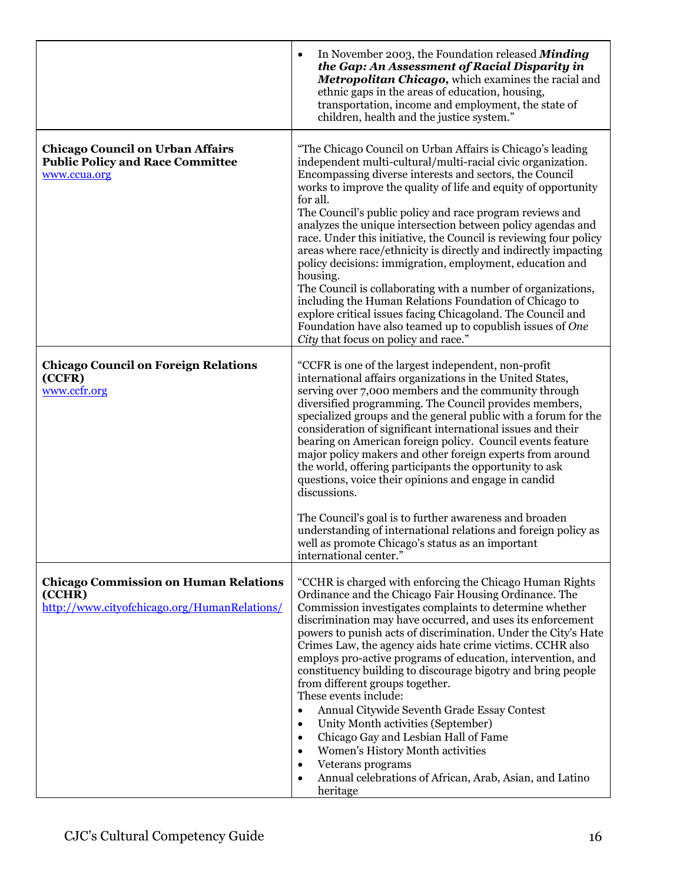| | |
|---|---|
| | • In November 2003, the Foundation released ***Minding the Gap: An Assessment of Racial Disparity in Metropolitan Chicago,*** which examines the racial and ethnic gaps in the areas of education, housing, transportation, income and employment, the state of children, health and the justice system." |
| **Chicago Council on Urban Affairs Public Policy and Race Committee**<br>[www.ccua.org](http://www.ccua.org) | "The Chicago Council on Urban Affairs is Chicago's leading independent multi-cultural/multi-racial civic organization. Encompassing diverse interests and sectors, the Council works to improve the quality of life and equity of opportunity for all.<br>The Council's public policy and race program reviews and analyzes the unique intersection between policy agendas and race. Under this initiative, the Council is reviewing four policy areas where race/ethnicity is directly and indirectly impacting policy decisions: immigration, employment, education and housing.<br>The Council is collaborating with a number of organizations, including the Human Relations Foundation of Chicago to explore critical issues facing Chicagoland. The Council and Foundation have also teamed up to copublish issues of *One City* that focus on policy and race." |
| **Chicago Council on Foreign Relations (CCFR)**<br>[www.ccfr.org](http://www.ccfr.org) | "CCFR is one of the largest independent, non-profit international affairs organizations in the United States, serving over 7,000 members and the community through diversified programming. The Council provides members, specialized groups and the general public with a forum for the consideration of significant international issues and their bearing on American foreign policy. Council events feature major policy makers and other foreign experts from around the world, offering participants the opportunity to ask questions, voice their opinions and engage in candid discussions.<br><br>The Council's goal is to further awareness and broaden understanding of international relations and foreign policy as well as promote Chicago's status as an important international center." |
| **Chicago Commission on Human Relations (CCHR)**<br>[http://www.cityofchicago.org/HumanRelations/](http://www.cityofchicago.org/HumanRelations/) | "CCHR is charged with enforcing the Chicago Human Rights Ordinance and the Chicago Fair Housing Ordinance. The Commission investigates complaints to determine whether discrimination may have occurred, and uses its enforcement powers to punish acts of discrimination. Under the City's Hate Crimes Law, the agency aids hate crime victims. CCHR also employs pro-active programs of education, intervention, and constituency building to discourage bigotry and bring people from different groups together.<br>These events include:<br>• Annual Citywide Seventh Grade Essay Contest<br>• Unity Month activities (September)<br>• Chicago Gay and Lesbian Hall of Fame<br>• Women's History Month activities<br>• Veterans programs<br>• Annual celebrations of African, Arab, Asian, and Latino heritage |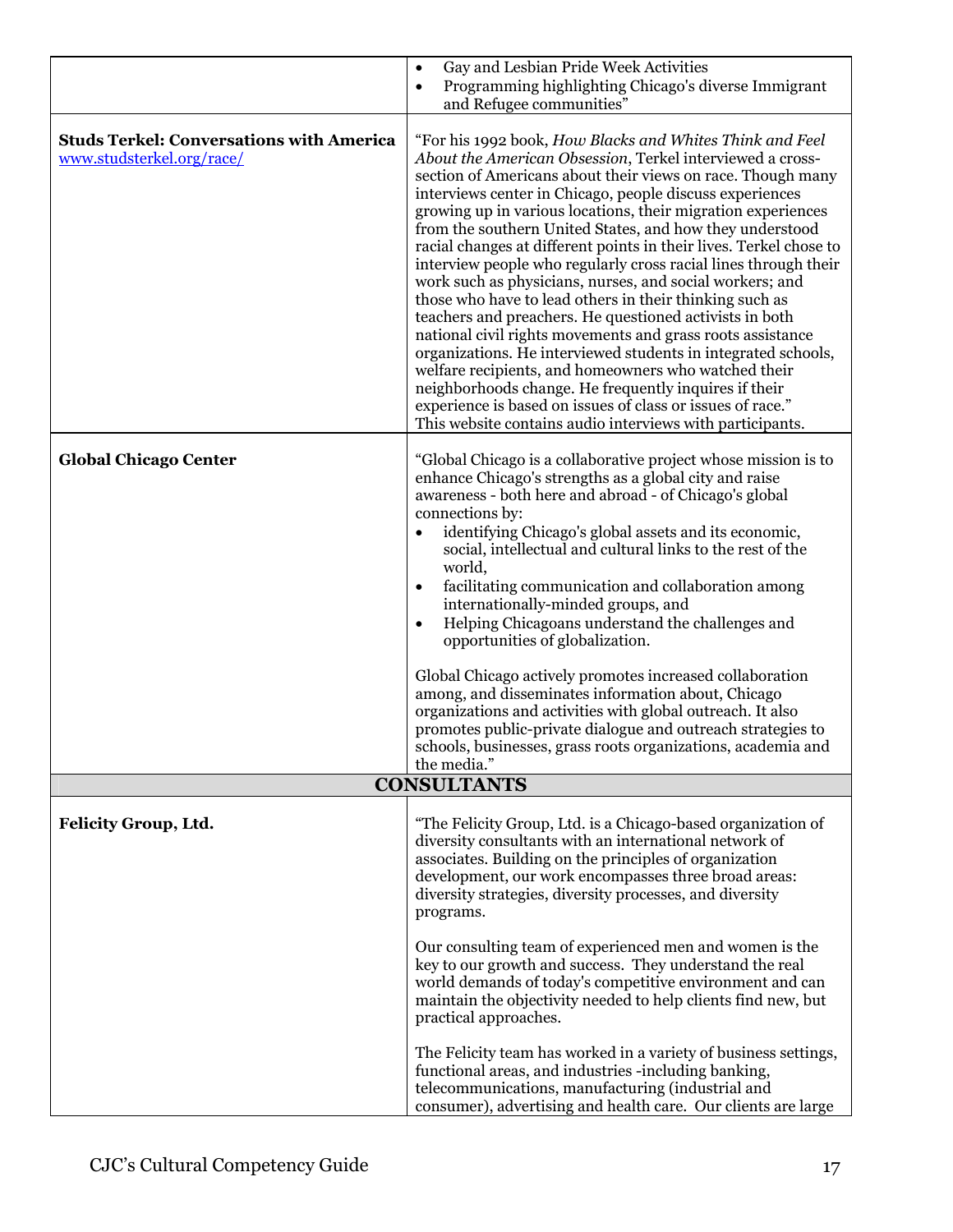| | |
|---|---|
| | • Gay and Lesbian Pride Week Activities<br>• Programming highlighting Chicago's diverse Immigrant and Refugee communities" |
| **Studs Terkel: Conversations with America**<br>www.studsterkel.org/race/ | "For his 1992 book, *How Blacks and Whites Think and Feel About the American Obsession*, Terkel interviewed a cross-section of Americans about their views on race. Though many interviews center in Chicago, people discuss experiences growing up in various locations, their migration experiences from the southern United States, and how they understood racial changes at different points in their lives. Terkel chose to interview people who regularly cross racial lines through their work such as physicians, nurses, and social workers; and those who have to lead others in their thinking such as teachers and preachers. He questioned activists in both national civil rights movements and grass roots assistance organizations. He interviewed students in integrated schools, welfare recipients, and homeowners who watched their neighborhoods change. He frequently inquires if their experience is based on issues of class or issues of race."<br>This website contains audio interviews with participants. |
| **Global Chicago Center** | "Global Chicago is a collaborative project whose mission is to enhance Chicago's strengths as a global city and raise awareness - both here and abroad - of Chicago's global connections by:<br>• identifying Chicago's global assets and its economic, social, intellectual and cultural links to the rest of the world,<br>• facilitating communication and collaboration among internationally-minded groups, and<br>• Helping Chicagoans understand the challenges and opportunities of globalization.<br><br>Global Chicago actively promotes increased collaboration among, and disseminates information about, Chicago organizations and activities with global outreach. It also promotes public-private dialogue and outreach strategies to schools, businesses, grass roots organizations, academia and the media." |
| **CONSULTANTS** | |
| **Felicity Group, Ltd.** | "The Felicity Group, Ltd. is a Chicago-based organization of diversity consultants with an international network of associates. Building on the principles of organization development, our work encompasses three broad areas: diversity strategies, diversity processes, and diversity programs.<br><br>Our consulting team of experienced men and women is the key to our growth and success. They understand the real world demands of today's competitive environment and can maintain the objectivity needed to help clients find new, but practical approaches.<br><br>The Felicity team has worked in a variety of business settings, functional areas, and industries -including banking, telecommunications, manufacturing (industrial and consumer), advertising and health care. Our clients are large |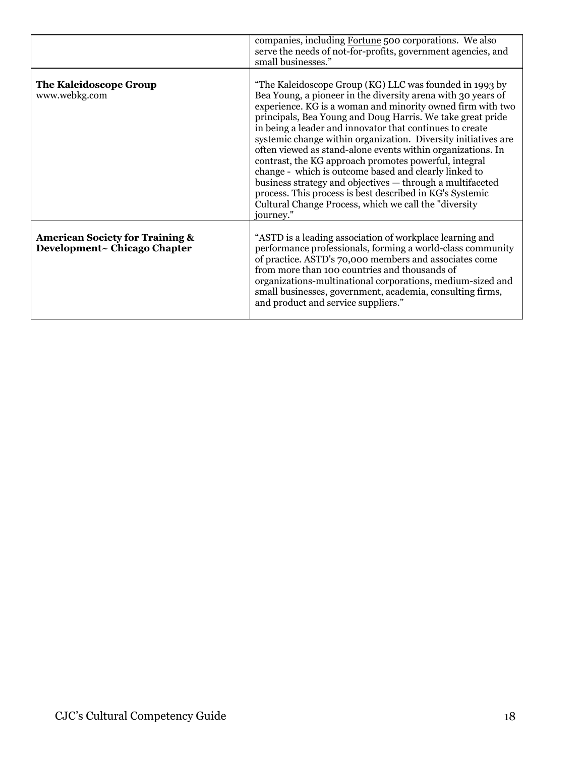| | |
|---|---|
| | companies, including Fortune 500 corporations. We also serve the needs of not-for-profits, government agencies, and small businesses." |
| **The Kaleidoscope Group**<br>www.webkg.com | "The Kaleidoscope Group (KG) LLC was founded in 1993 by Bea Young, a pioneer in the diversity arena with 30 years of experience. KG is a woman and minority owned firm with two principals, Bea Young and Doug Harris. We take great pride in being a leader and innovator that continues to create systemic change within organization. Diversity initiatives are often viewed as stand-alone events within organizations. In contrast, the KG approach promotes powerful, integral change - which is outcome based and clearly linked to business strategy and objectives — through a multifaceted process. This process is best described in KG's Systemic Cultural Change Process, which we call the "diversity journey." |
| **American Society for Training & Development~ Chicago Chapter** | "ASTD is a leading association of workplace learning and performance professionals, forming a world-class community of practice. ASTD's 70,000 members and associates come from more than 100 countries and thousands of organizations-multinational corporations, medium-sized and small businesses, government, academia, consulting firms, and product and service suppliers." |